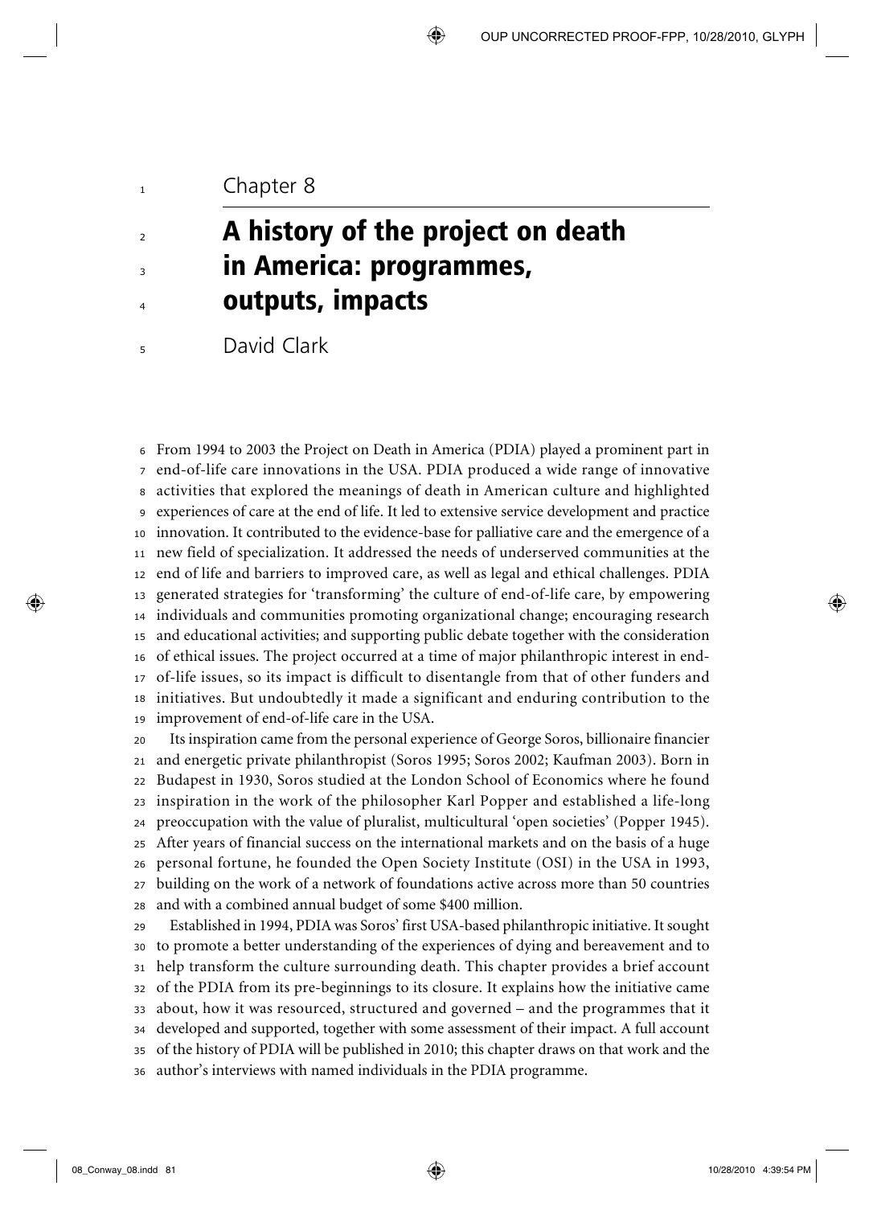Chapter 8

# A history of the project on death in America: programmes, outputs, impacts

David Clark

From 1994 to 2003 the Project on Death in America (PDIA) played a prominent part in end-of-life care innovations in the USA. PDIA produced a wide range of innovative activities that explored the meanings of death in American culture and highlighted experiences of care at the end of life. It led to extensive service development and practice innovation. It contributed to the evidence-base for palliative care and the emergence of a new field of specialization. It addressed the needs of underserved communities at the end of life and barriers to improved care, as well as legal and ethical challenges. PDIA generated strategies for 'transforming' the culture of end-of-life care, by empowering individuals and communities promoting organizational change; encouraging research and educational activities; and supporting public debate together with the consideration of ethical issues. The project occurred at a time of major philanthropic interest in end-of-life issues, so its impact is difficult to disentangle from that of other funders and initiatives. But undoubtedly it made a significant and enduring contribution to the improvement of end-of-life care in the USA.

Its inspiration came from the personal experience of George Soros, billionaire financier and energetic private philanthropist (Soros 1995; Soros 2002; Kaufman 2003). Born in Budapest in 1930, Soros studied at the London School of Economics where he found inspiration in the work of the philosopher Karl Popper and established a life-long preoccupation with the value of pluralist, multicultural 'open societies' (Popper 1945). After years of financial success on the international markets and on the basis of a huge personal fortune, he founded the Open Society Institute (OSI) in the USA in 1993, building on the work of a network of foundations active across more than 50 countries and with a combined annual budget of some $400 million.

Established in 1994, PDIA was Soros' first USA-based philanthropic initiative. It sought to promote a better understanding of the experiences of dying and bereavement and to help transform the culture surrounding death. This chapter provides a brief account of the PDIA from its pre-beginnings to its closure. It explains how the initiative came about, how it was resourced, structured and governed – and the programmes that it developed and supported, together with some assessment of their impact. A full account of the history of PDIA will be published in 2010; this chapter draws on that work and the author's interviews with named individuals in the PDIA programme.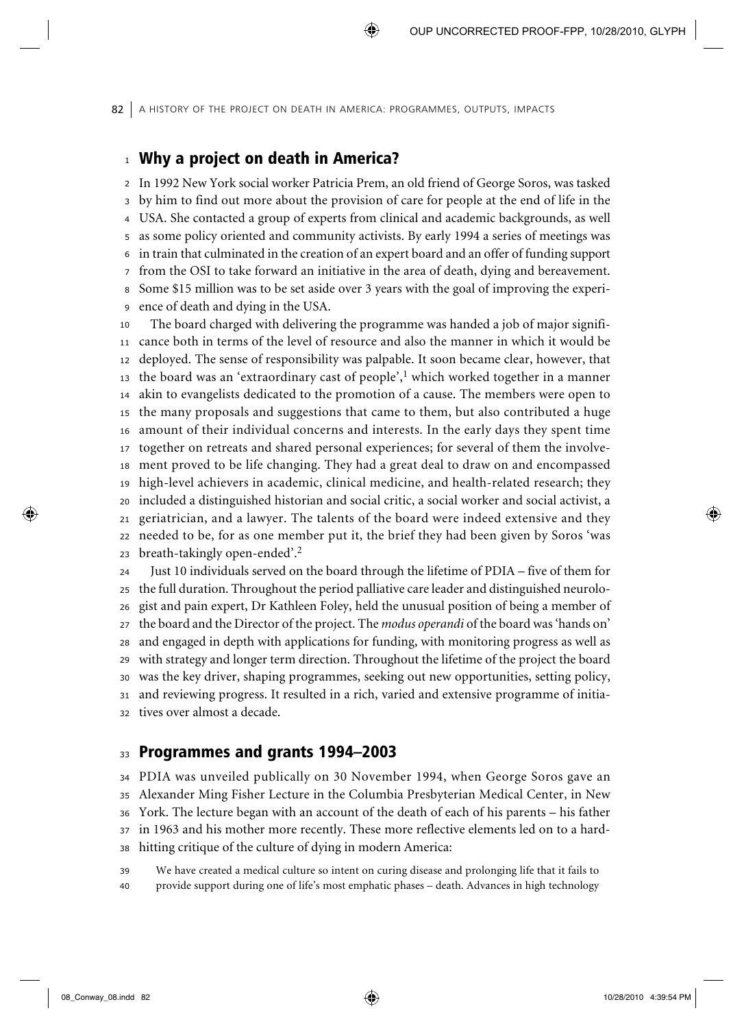## Why a project on death in America?

In 1992 New York social worker Patricia Prem, an old friend of George Soros, was tasked by him to find out more about the provision of care for people at the end of life in the USA. She contacted a group of experts from clinical and academic backgrounds, as well as some policy oriented and community activists. By early 1994 a series of meetings was in train that culminated in the creation of an expert board and an offer of funding support from the OSI to take forward an initiative in the area of death, dying and bereavement. Some $15 million was to be set aside over 3 years with the goal of improving the experience of death and dying in the USA.

The board charged with delivering the programme was handed a job of major significance both in terms of the level of resource and also the manner in which it would be deployed. The sense of responsibility was palpable. It soon became clear, however, that the board was an 'extraordinary cast of people',[1] which worked together in a manner akin to evangelists dedicated to the promotion of a cause. The members were open to the many proposals and suggestions that came to them, but also contributed a huge amount of their individual concerns and interests. In the early days they spent time together on retreats and shared personal experiences; for several of them the involvement proved to be life changing. They had a great deal to draw on and encompassed high-level achievers in academic, clinical medicine, and health-related research; they included a distinguished historian and social critic, a social worker and social activist, a geriatrician, and a lawyer. The talents of the board were indeed extensive and they needed to be, for as one member put it, the brief they had been given by Soros 'was breath-takingly open-ended'.[2]

Just 10 individuals served on the board through the lifetime of PDIA – five of them for the full duration. Throughout the period palliative care leader and distinguished neurologist and pain expert, Dr Kathleen Foley, held the unusual position of being a member of the board and the Director of the project. The *modus operandi* of the board was 'hands on' and engaged in depth with applications for funding, with monitoring progress as well as with strategy and longer term direction. Throughout the lifetime of the project the board was the key driver, shaping programmes, seeking out new opportunities, setting policy, and reviewing progress. It resulted in a rich, varied and extensive programme of initiatives over almost a decade.

## Programmes and grants 1994–2003

PDIA was unveiled publically on 30 November 1994, when George Soros gave an Alexander Ming Fisher Lecture in the Columbia Presbyterian Medical Center, in New York. The lecture began with an account of the death of each of his parents – his father in 1963 and his mother more recently. These more reflective elements led on to a hard-hitting critique of the culture of dying in modern America:

> We have created a medical culture so intent on curing disease and prolonging life that it fails to provide support during one of life's most emphatic phases – death. Advances in high technology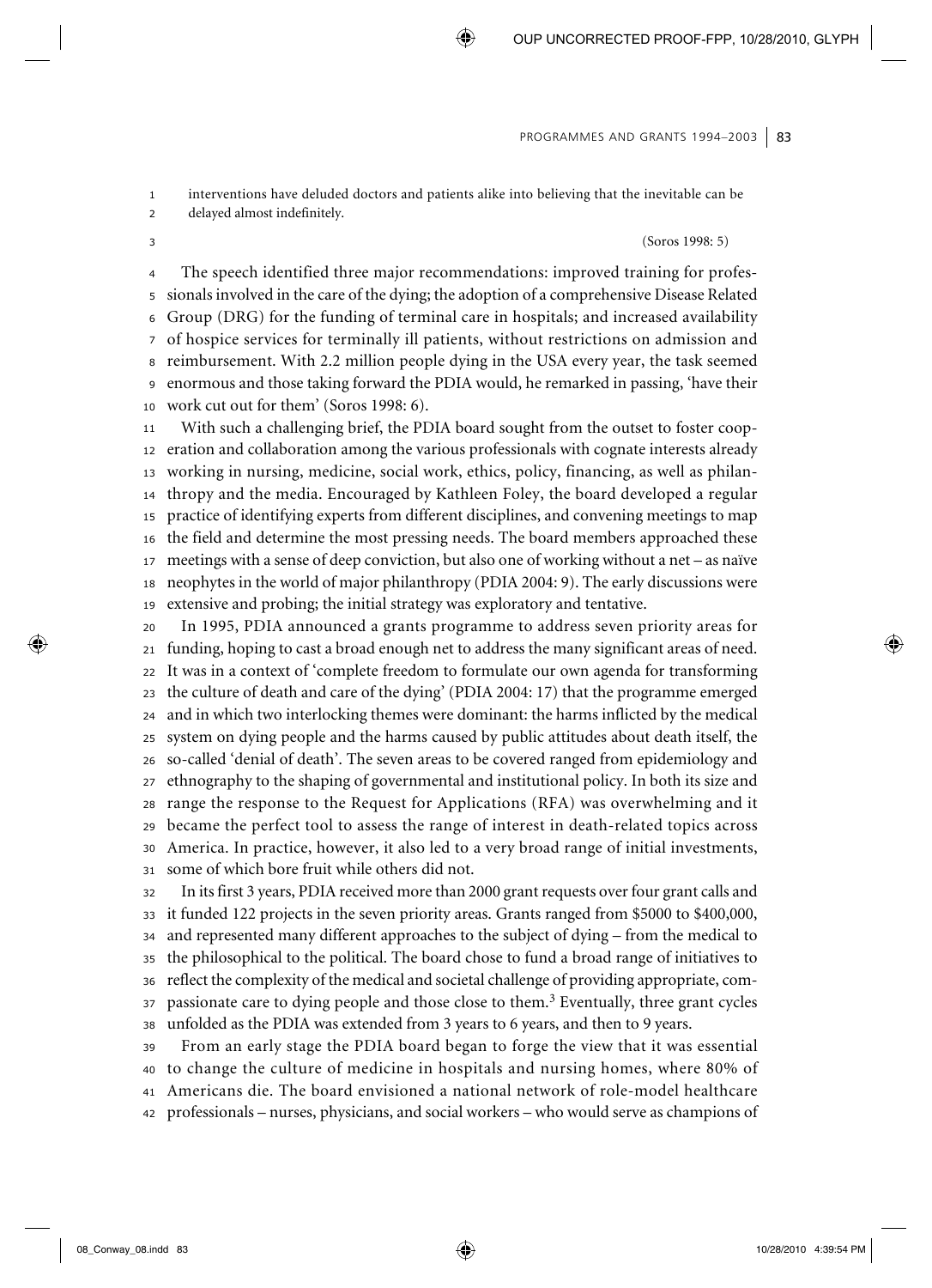interventions have deluded doctors and patients alike into believing that the inevitable can be delayed almost indefinitely.

(Soros 1998: 5)

The speech identified three major recommendations: improved training for professionals involved in the care of the dying; the adoption of a comprehensive Disease Related Group (DRG) for the funding of terminal care in hospitals; and increased availability of hospice services for terminally ill patients, without restrictions on admission and reimbursement. With 2.2 million people dying in the USA every year, the task seemed enormous and those taking forward the PDIA would, he remarked in passing, 'have their work cut out for them' (Soros 1998: 6).

With such a challenging brief, the PDIA board sought from the outset to foster cooperation and collaboration among the various professionals with cognate interests already working in nursing, medicine, social work, ethics, policy, financing, as well as philanthropy and the media. Encouraged by Kathleen Foley, the board developed a regular practice of identifying experts from different disciplines, and convening meetings to map the field and determine the most pressing needs. The board members approached these meetings with a sense of deep conviction, but also one of working without a net – as naïve neophytes in the world of major philanthropy (PDIA 2004: 9). The early discussions were extensive and probing; the initial strategy was exploratory and tentative.

In 1995, PDIA announced a grants programme to address seven priority areas for funding, hoping to cast a broad enough net to address the many significant areas of need. It was in a context of 'complete freedom to formulate our own agenda for transforming the culture of death and care of the dying' (PDIA 2004: 17) that the programme emerged and in which two interlocking themes were dominant: the harms inflicted by the medical system on dying people and the harms caused by public attitudes about death itself, the so-called 'denial of death'. The seven areas to be covered ranged from epidemiology and ethnography to the shaping of governmental and institutional policy. In both its size and range the response to the Request for Applications (RFA) was overwhelming and it became the perfect tool to assess the range of interest in death-related topics across America. In practice, however, it also led to a very broad range of initial investments, some of which bore fruit while others did not.

In its first 3 years, PDIA received more than 2000 grant requests over four grant calls and it funded 122 projects in the seven priority areas. Grants ranged from \$5000 to \$400,000, and represented many different approaches to the subject of dying – from the medical to the philosophical to the political. The board chose to fund a broad range of initiatives to reflect the complexity of the medical and societal challenge of providing appropriate, compassionate care to dying people and those close to them.[3] Eventually, three grant cycles unfolded as the PDIA was extended from 3 years to 6 years, and then to 9 years.

From an early stage the PDIA board began to forge the view that it was essential to change the culture of medicine in hospitals and nursing homes, where 80% of Americans die. The board envisioned a national network of role-model healthcare professionals – nurses, physicians, and social workers – who would serve as champions of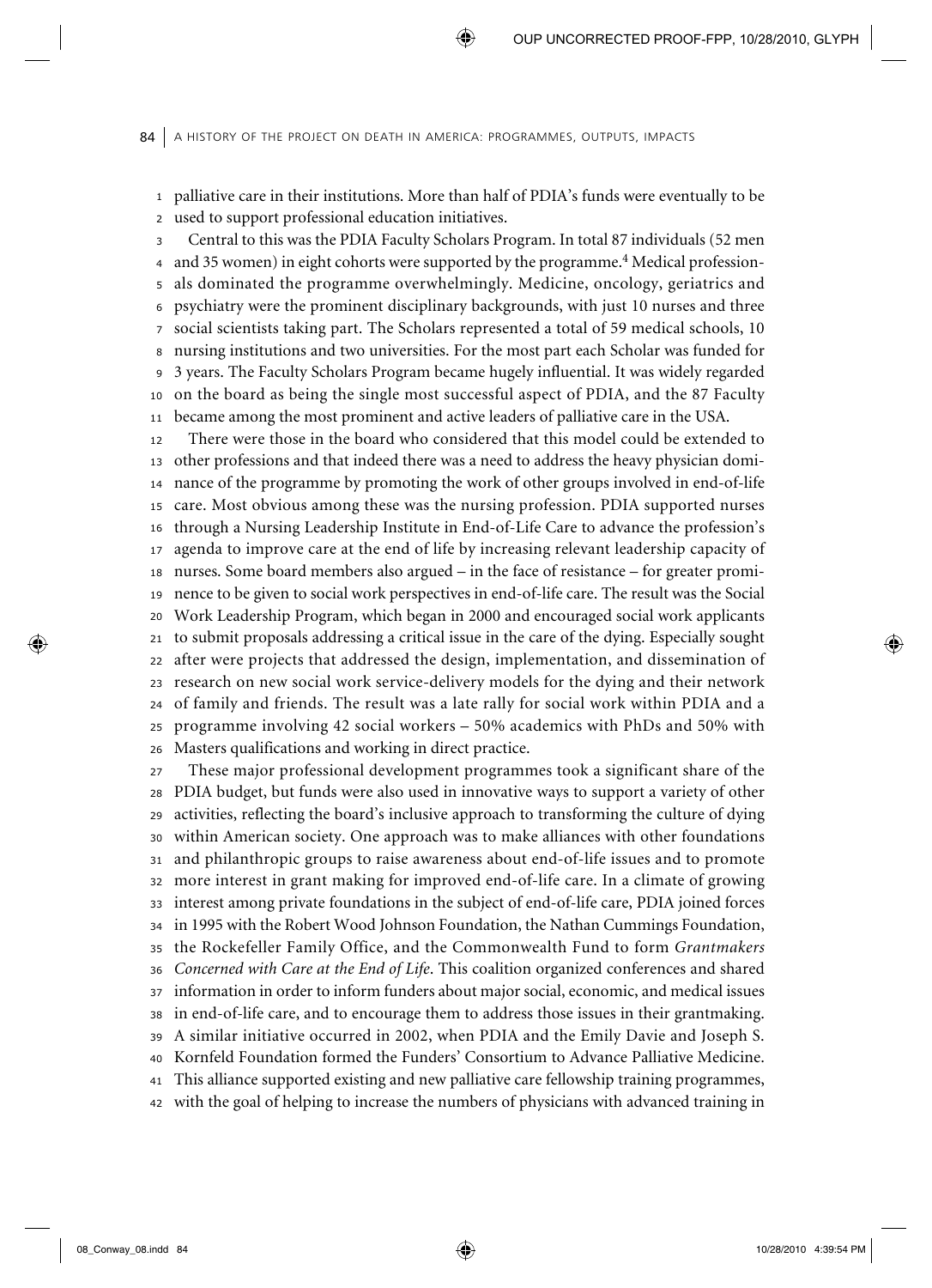palliative care in their institutions. More than half of PDIA's funds were eventually to be used to support professional education initiatives.

Central to this was the PDIA Faculty Scholars Program. In total 87 individuals (52 men and 35 women) in eight cohorts were supported by the programme.[4] Medical professionals dominated the programme overwhelmingly. Medicine, oncology, geriatrics and psychiatry were the prominent disciplinary backgrounds, with just 10 nurses and three social scientists taking part. The Scholars represented a total of 59 medical schools, 10 nursing institutions and two universities. For the most part each Scholar was funded for 3 years. The Faculty Scholars Program became hugely influential. It was widely regarded on the board as being the single most successful aspect of PDIA, and the 87 Faculty became among the most prominent and active leaders of palliative care in the USA.

There were those in the board who considered that this model could be extended to other professions and that indeed there was a need to address the heavy physician dominance of the programme by promoting the work of other groups involved in end-of-life care. Most obvious among these was the nursing profession. PDIA supported nurses through a Nursing Leadership Institute in End-of-Life Care to advance the profession's agenda to improve care at the end of life by increasing relevant leadership capacity of nurses. Some board members also argued – in the face of resistance – for greater prominence to be given to social work perspectives in end-of-life care. The result was the Social Work Leadership Program, which began in 2000 and encouraged social work applicants to submit proposals addressing a critical issue in the care of the dying. Especially sought after were projects that addressed the design, implementation, and dissemination of research on new social work service-delivery models for the dying and their network of family and friends. The result was a late rally for social work within PDIA and a programme involving 42 social workers – 50% academics with PhDs and 50% with Masters qualifications and working in direct practice.

These major professional development programmes took a significant share of the PDIA budget, but funds were also used in innovative ways to support a variety of other activities, reflecting the board's inclusive approach to transforming the culture of dying within American society. One approach was to make alliances with other foundations and philanthropic groups to raise awareness about end-of-life issues and to promote more interest in grant making for improved end-of-life care. In a climate of growing interest among private foundations in the subject of end-of-life care, PDIA joined forces in 1995 with the Robert Wood Johnson Foundation, the Nathan Cummings Foundation, the Rockefeller Family Office, and the Commonwealth Fund to form *Grantmakers Concerned with Care at the End of Life*. This coalition organized conferences and shared information in order to inform funders about major social, economic, and medical issues in end-of-life care, and to encourage them to address those issues in their grantmaking. A similar initiative occurred in 2002, when PDIA and the Emily Davie and Joseph S. Kornfeld Foundation formed the Funders' Consortium to Advance Palliative Medicine. This alliance supported existing and new palliative care fellowship training programmes, with the goal of helping to increase the numbers of physicians with advanced training in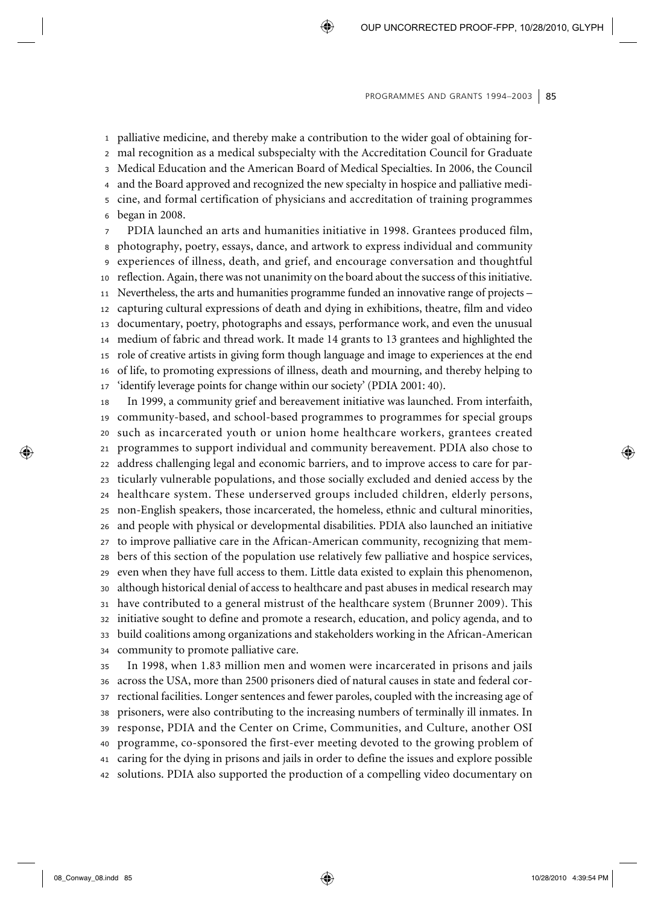palliative medicine, and thereby make a contribution to the wider goal of obtaining formal recognition as a medical subspecialty with the Accreditation Council for Graduate Medical Education and the American Board of Medical Specialties. In 2006, the Council and the Board approved and recognized the new specialty in hospice and palliative medicine, and formal certification of physicians and accreditation of training programmes began in 2008.

PDIA launched an arts and humanities initiative in 1998. Grantees produced film, photography, poetry, essays, dance, and artwork to express individual and community experiences of illness, death, and grief, and encourage conversation and thoughtful reflection. Again, there was not unanimity on the board about the success of this initiative. Nevertheless, the arts and humanities programme funded an innovative range of projects – capturing cultural expressions of death and dying in exhibitions, theatre, film and video documentary, poetry, photographs and essays, performance work, and even the unusual medium of fabric and thread work. It made 14 grants to 13 grantees and highlighted the role of creative artists in giving form though language and image to experiences at the end of life, to promoting expressions of illness, death and mourning, and thereby helping to 'identify leverage points for change within our society' (PDIA 2001: 40).

In 1999, a community grief and bereavement initiative was launched. From interfaith, community-based, and school-based programmes to programmes for special groups such as incarcerated youth or union home healthcare workers, grantees created programmes to support individual and community bereavement. PDIA also chose to address challenging legal and economic barriers, and to improve access to care for particularly vulnerable populations, and those socially excluded and denied access by the healthcare system. These underserved groups included children, elderly persons, non-English speakers, those incarcerated, the homeless, ethnic and cultural minorities, and people with physical or developmental disabilities. PDIA also launched an initiative to improve palliative care in the African-American community, recognizing that members of this section of the population use relatively few palliative and hospice services, even when they have full access to them. Little data existed to explain this phenomenon, although historical denial of access to healthcare and past abuses in medical research may have contributed to a general mistrust of the healthcare system (Brunner 2009). This initiative sought to define and promote a research, education, and policy agenda, and to build coalitions among organizations and stakeholders working in the African-American community to promote palliative care.

In 1998, when 1.83 million men and women were incarcerated in prisons and jails across the USA, more than 2500 prisoners died of natural causes in state and federal correctional facilities. Longer sentences and fewer paroles, coupled with the increasing age of prisoners, were also contributing to the increasing numbers of terminally ill inmates. In response, PDIA and the Center on Crime, Communities, and Culture, another OSI programme, co-sponsored the first-ever meeting devoted to the growing problem of caring for the dying in prisons and jails in order to define the issues and explore possible solutions. PDIA also supported the production of a compelling video documentary on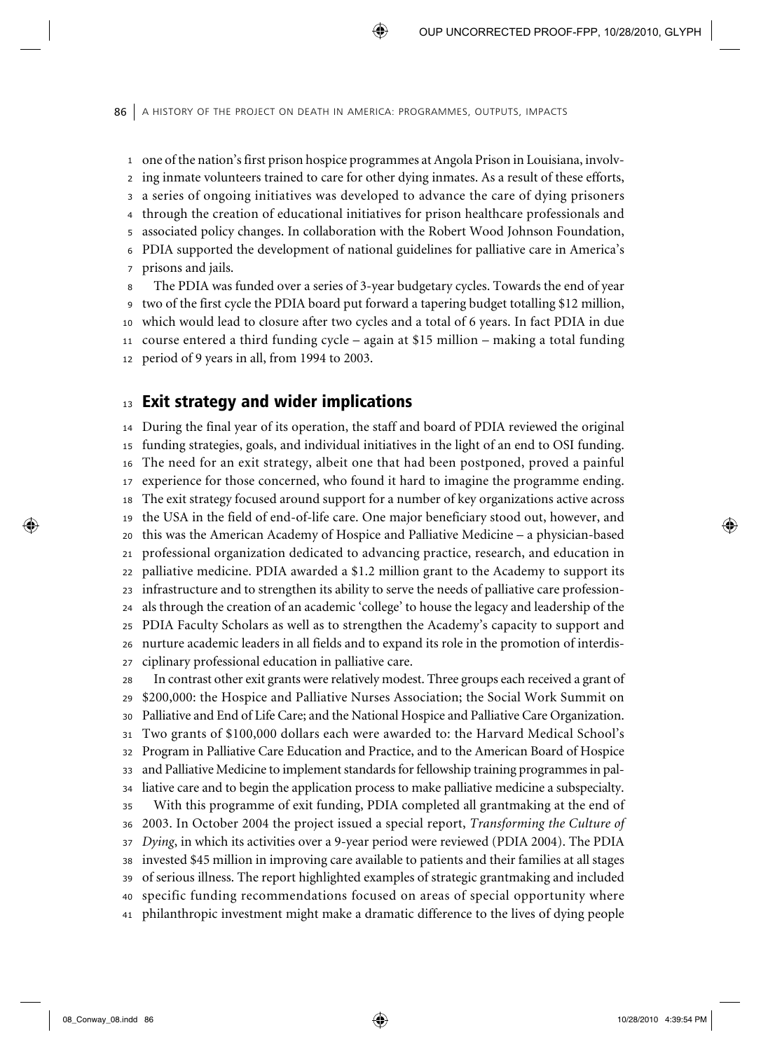one of the nation's first prison hospice programmes at Angola Prison in Louisiana, involving inmate volunteers trained to care for other dying inmates. As a result of these efforts, a series of ongoing initiatives was developed to advance the care of dying prisoners through the creation of educational initiatives for prison healthcare professionals and associated policy changes. In collaboration with the Robert Wood Johnson Foundation, PDIA supported the development of national guidelines for palliative care in America's prisons and jails.

The PDIA was funded over a series of 3-year budgetary cycles. Towards the end of year two of the first cycle the PDIA board put forward a tapering budget totalling $12 million, which would lead to closure after two cycles and a total of 6 years. In fact PDIA in due course entered a third funding cycle – again at $15 million – making a total funding period of 9 years in all, from 1994 to 2003.

## Exit strategy and wider implications

During the final year of its operation, the staff and board of PDIA reviewed the original funding strategies, goals, and individual initiatives in the light of an end to OSI funding. The need for an exit strategy, albeit one that had been postponed, proved a painful experience for those concerned, who found it hard to imagine the programme ending. The exit strategy focused around support for a number of key organizations active across the USA in the field of end-of-life care. One major beneficiary stood out, however, and this was the American Academy of Hospice and Palliative Medicine – a physician-based professional organization dedicated to advancing practice, research, and education in palliative medicine. PDIA awarded a $1.2 million grant to the Academy to support its infrastructure and to strengthen its ability to serve the needs of palliative care professionals through the creation of an academic 'college' to house the legacy and leadership of the PDIA Faculty Scholars as well as to strengthen the Academy's capacity to support and nurture academic leaders in all fields and to expand its role in the promotion of interdisciplinary professional education in palliative care.

In contrast other exit grants were relatively modest. Three groups each received a grant of $200,000: the Hospice and Palliative Nurses Association; the Social Work Summit on Palliative and End of Life Care; and the National Hospice and Palliative Care Organization. Two grants of $100,000 dollars each were awarded to: the Harvard Medical School's Program in Palliative Care Education and Practice, and to the American Board of Hospice and Palliative Medicine to implement standards for fellowship training programmes in palliative care and to begin the application process to make palliative medicine a subspecialty.

With this programme of exit funding, PDIA completed all grantmaking at the end of 2003. In October 2004 the project issued a special report, *Transforming the Culture of Dying*, in which its activities over a 9-year period were reviewed (PDIA 2004). The PDIA invested $45 million in improving care available to patients and their families at all stages of serious illness. The report highlighted examples of strategic grantmaking and included specific funding recommendations focused on areas of special opportunity where philanthropic investment might make a dramatic difference to the lives of dying people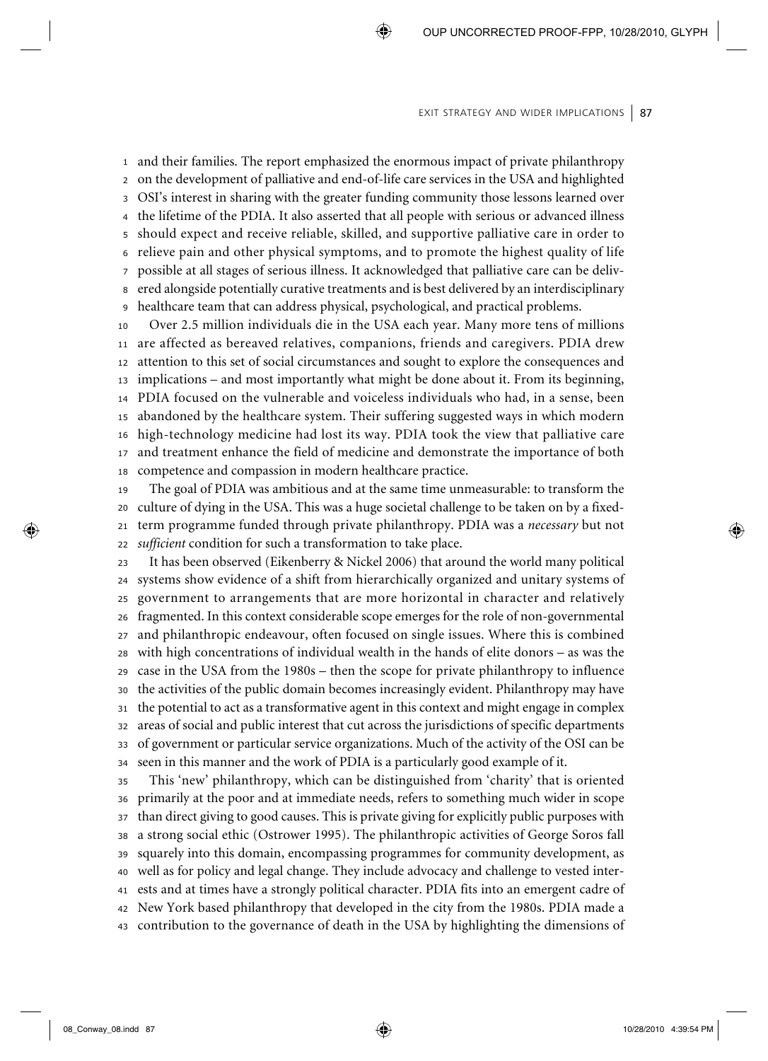and their families. The report emphasized the enormous impact of private philanthropy on the development of palliative and end-of-life care services in the USA and highlighted OSI's interest in sharing with the greater funding community those lessons learned over the lifetime of the PDIA. It also asserted that all people with serious or advanced illness should expect and receive reliable, skilled, and supportive palliative care in order to relieve pain and other physical symptoms, and to promote the highest quality of life possible at all stages of serious illness. It acknowledged that palliative care can be delivered alongside potentially curative treatments and is best delivered by an interdisciplinary healthcare team that can address physical, psychological, and practical problems.

Over 2.5 million individuals die in the USA each year. Many more tens of millions are affected as bereaved relatives, companions, friends and caregivers. PDIA drew attention to this set of social circumstances and sought to explore the consequences and implications – and most importantly what might be done about it. From its beginning, PDIA focused on the vulnerable and voiceless individuals who had, in a sense, been abandoned by the healthcare system. Their suffering suggested ways in which modern high-technology medicine had lost its way. PDIA took the view that palliative care and treatment enhance the field of medicine and demonstrate the importance of both competence and compassion in modern healthcare practice.

The goal of PDIA was ambitious and at the same time unmeasurable: to transform the culture of dying in the USA. This was a huge societal challenge to be taken on by a fixed-term programme funded through private philanthropy. PDIA was a *necessary* but not *sufficient* condition for such a transformation to take place.

It has been observed (Eikenberry & Nickel 2006) that around the world many political systems show evidence of a shift from hierarchically organized and unitary systems of government to arrangements that are more horizontal in character and relatively fragmented. In this context considerable scope emerges for the role of non-governmental and philanthropic endeavour, often focused on single issues. Where this is combined with high concentrations of individual wealth in the hands of elite donors – as was the case in the USA from the 1980s – then the scope for private philanthropy to influence the activities of the public domain becomes increasingly evident. Philanthropy may have the potential to act as a transformative agent in this context and might engage in complex areas of social and public interest that cut across the jurisdictions of specific departments of government or particular service organizations. Much of the activity of the OSI can be seen in this manner and the work of PDIA is a particularly good example of it.

This 'new' philanthropy, which can be distinguished from 'charity' that is oriented primarily at the poor and at immediate needs, refers to something much wider in scope than direct giving to good causes. This is private giving for explicitly public purposes with a strong social ethic (Ostrower 1995). The philanthropic activities of George Soros fall squarely into this domain, encompassing programmes for community development, as well as for policy and legal change. They include advocacy and challenge to vested interests and at times have a strongly political character. PDIA fits into an emergent cadre of New York based philanthropy that developed in the city from the 1980s. PDIA made a contribution to the governance of death in the USA by highlighting the dimensions of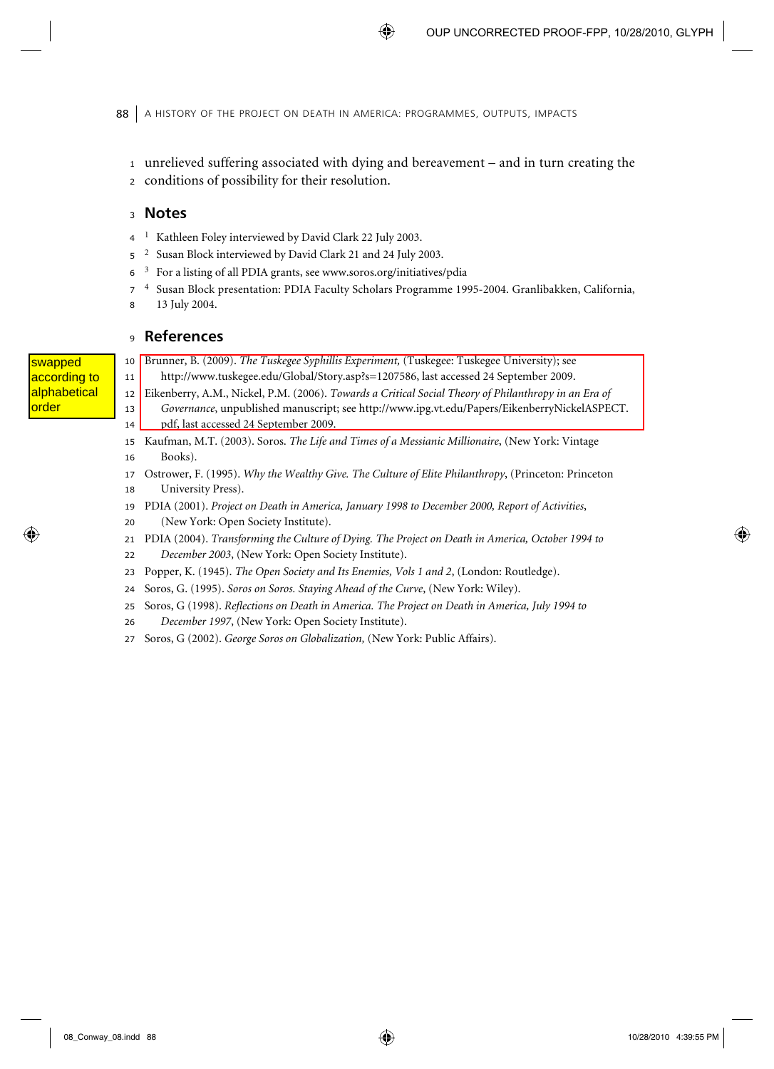unrelieved suffering associated with dying and bereavement – and in turn creating the conditions of possibility for their resolution.

## Notes

[1] Kathleen Foley interviewed by David Clark 22 July 2003.

[2] Susan Block interviewed by David Clark 21 and 24 July 2003.

[3] For a listing of all PDIA grants, see www.soros.org/initiatives/pdia

[4] Susan Block presentation: PDIA Faculty Scholars Programme 1995-2004. Granlibakken, California, 13 July 2004.

## References

swapped according to alphabetical order

Brunner, B. (2009). *The Tuskegee Syphillis Experiment*, (Tuskegee: Tuskegee University); see http://www.tuskegee.edu/Global/Story.asp?s=1207586, last accessed 24 September 2009.

Eikenberry, A.M., Nickel, P.M. (2006). *Towards a Critical Social Theory of Philanthropy in an Era of Governance*, unpublished manuscript; see http://www.ipg.vt.edu/Papers/EikenberryNickelASPECT.pdf, last accessed 24 September 2009.

Kaufman, M.T. (2003). Soros. *The Life and Times of a Messianic Millionaire*, (New York: Vintage Books).

Ostrower, F. (1995). *Why the Wealthy Give. The Culture of Elite Philanthropy*, (Princeton: Princeton University Press).

PDIA (2001). *Project on Death in America, January 1998 to December 2000, Report of Activities*, (New York: Open Society Institute).

PDIA (2004). *Transforming the Culture of Dying. The Project on Death in America, October 1994 to December 2003*, (New York: Open Society Institute).

Popper, K. (1945). *The Open Society and Its Enemies, Vols 1 and 2*, (London: Routledge).

Soros, G. (1995). *Soros on Soros. Staying Ahead of the Curve*, (New York: Wiley).

Soros, G (1998). *Reflections on Death in America. The Project on Death in America, July 1994 to December 1997*, (New York: Open Society Institute).

Soros, G (2002). *George Soros on Globalization*, (New York: Public Affairs).